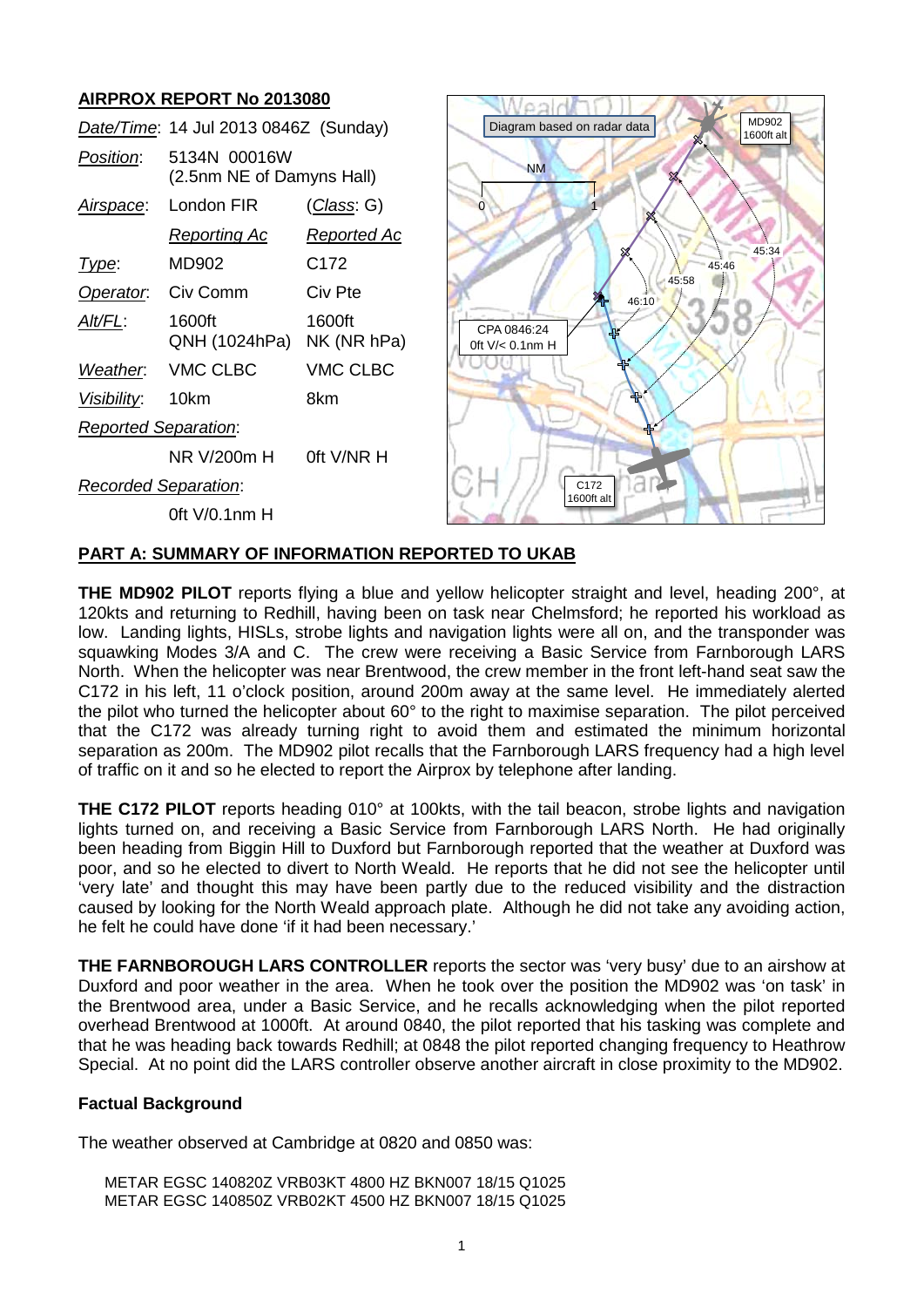## AIRPROX REPORT No 2013080

| | | |
|---|---|---|
| *Date/Time*: | 14 Jul 2013 0846Z (Sunday) | |
| *Position*: | 5134N 00016W (2.5nm NE of Damyns Hall) | |
| *Airspace*: | London FIR | (*Class*: G) |
| | *Reporting Ac* | *Reported Ac* |
| *Type*: | MD902 | C172 |
| *Operator*: | Civ Comm | Civ Pte |
| *Alt/FL*: | 1600ft QNH (1024hPa) | 1600ft NK (NR hPa) |
| *Weather*: | VMC CLBC | VMC CLBC |
| *Visibility*: | 10km | 8km |
| *Reported Separation*: | | |
| | NR V/200m H | 0ft V/NR H |
| *Recorded Separation*: | | |
| | 0ft V/0.1nm H | |

### PART A: SUMMARY OF INFORMATION REPORTED TO UKAB

**THE MD902 PILOT** reports flying a blue and yellow helicopter straight and level, heading 200°, at 120kts and returning to Redhill, having been on task near Chelmsford; he reported his workload as low. Landing lights, HISLs, strobe lights and navigation lights were all on, and the transponder was squawking Modes 3/A and C. The crew were receiving a Basic Service from Farnborough LARS North. When the helicopter was near Brentwood, the crew member in the front left-hand seat saw the C172 in his left, 11 o'clock position, around 200m away at the same level. He immediately alerted the pilot who turned the helicopter about 60° to the right to maximise separation. The pilot perceived that the C172 was already turning right to avoid them and estimated the minimum horizontal separation as 200m. The MD902 pilot recalls that the Farnborough LARS frequency had a high level of traffic on it and so he elected to report the Airprox by telephone after landing.

**THE C172 PILOT** reports heading 010° at 100kts, with the tail beacon, strobe lights and navigation lights turned on, and receiving a Basic Service from Farnborough LARS North. He had originally been heading from Biggin Hill to Duxford but Farnborough reported that the weather at Duxford was poor, and so he elected to divert to North Weald. He reports that he did not see the helicopter until 'very late' and thought this may have been partly due to the reduced visibility and the distraction caused by looking for the North Weald approach plate. Although he did not take any avoiding action, he felt he could have done 'if it had been necessary.'

**THE FARNBOROUGH LARS CONTROLLER** reports the sector was 'very busy' due to an airshow at Duxford and poor weather in the area. When he took over the position the MD902 was 'on task' in the Brentwood area, under a Basic Service, and he recalls acknowledging when the pilot reported overhead Brentwood at 1000ft. At around 0840, the pilot reported that his tasking was complete and that he was heading back towards Redhill; at 0848 the pilot reported changing frequency to Heathrow Special. At no point did the LARS controller observe another aircraft in close proximity to the MD902.

### Factual Background

The weather observed at Cambridge at 0820 and 0850 was:

```
METAR EGSC 140820Z VRB03KT 4800 HZ BKN007 18/15 Q1025
METAR EGSC 140850Z VRB02KT 4500 HZ BKN007 18/15 Q1025
```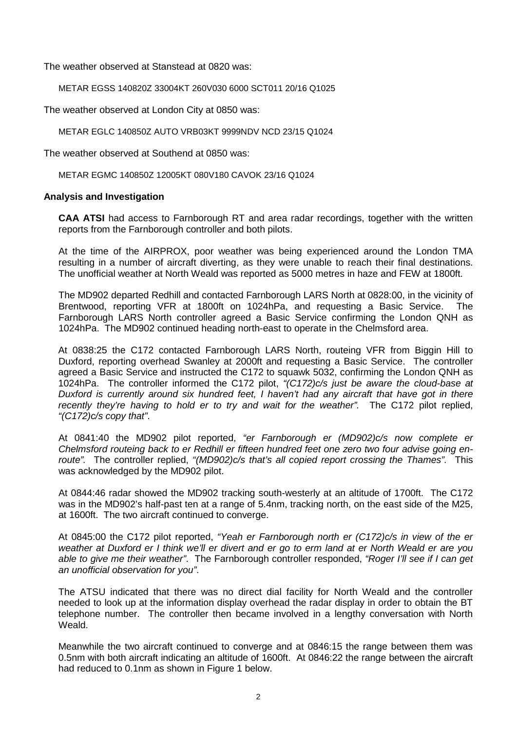The weather observed at Stanstead at 0820 was:

METAR EGSS 140820Z 33004KT 260V030 6000 SCT011 20/16 Q1025

The weather observed at London City at 0850 was:

METAR EGLC 140850Z AUTO VRB03KT 9999NDV NCD 23/15 Q1024

The weather observed at Southend at 0850 was:

METAR EGMC 140850Z 12005KT 080V180 CAVOK 23/16 Q1024

**Analysis and Investigation**

**CAA ATSI** had access to Farnborough RT and area radar recordings, together with the written reports from the Farnborough controller and both pilots.

At the time of the AIRPROX, poor weather was being experienced around the London TMA resulting in a number of aircraft diverting, as they were unable to reach their final destinations. The unofficial weather at North Weald was reported as 5000 metres in haze and FEW at 1800ft.

The MD902 departed Redhill and contacted Farnborough LARS North at 0828:00, in the vicinity of Brentwood, reporting VFR at 1800ft on 1024hPa, and requesting a Basic Service. The Farnborough LARS North controller agreed a Basic Service confirming the London QNH as 1024hPa. The MD902 continued heading north-east to operate in the Chelmsford area.

At 0838:25 the C172 contacted Farnborough LARS North, routeing VFR from Biggin Hill to Duxford, reporting overhead Swanley at 2000ft and requesting a Basic Service. The controller agreed a Basic Service and instructed the C172 to squawk 5032, confirming the London QNH as 1024hPa. The controller informed the C172 pilot, *"(C172)c/s just be aware the cloud-base at Duxford is currently around six hundred feet, I haven't had any aircraft that have got in there recently they're having to hold er to try and wait for the weather".* The C172 pilot replied, *"(C172)c/s copy that".*

At 0841:40 the MD902 pilot reported, *"er Farnborough er (MD902)c/s now complete er Chelmsford routeing back to er Redhill er fifteen hundred feet one zero two four advise going en-route".* The controller replied, *"(MD902)c/s that's all copied report crossing the Thames".* This was acknowledged by the MD902 pilot.

At 0844:46 radar showed the MD902 tracking south-westerly at an altitude of 1700ft. The C172 was in the MD902's half-past ten at a range of 5.4nm, tracking north, on the east side of the M25, at 1600ft. The two aircraft continued to converge.

At 0845:00 the C172 pilot reported, *"Yeah er Farnborough north er (C172)c/s in view of the er weather at Duxford er I think we'll er divert and er go to erm land at er North Weald er are you able to give me their weather".* The Farnborough controller responded, *"Roger I'll see if I can get an unofficial observation for you".*

The ATSU indicated that there was no direct dial facility for North Weald and the controller needed to look up at the information display overhead the radar display in order to obtain the BT telephone number. The controller then became involved in a lengthy conversation with North Weald.

Meanwhile the two aircraft continued to converge and at 0846:15 the range between them was 0.5nm with both aircraft indicating an altitude of 1600ft. At 0846:22 the range between the aircraft had reduced to 0.1nm as shown in Figure 1 below.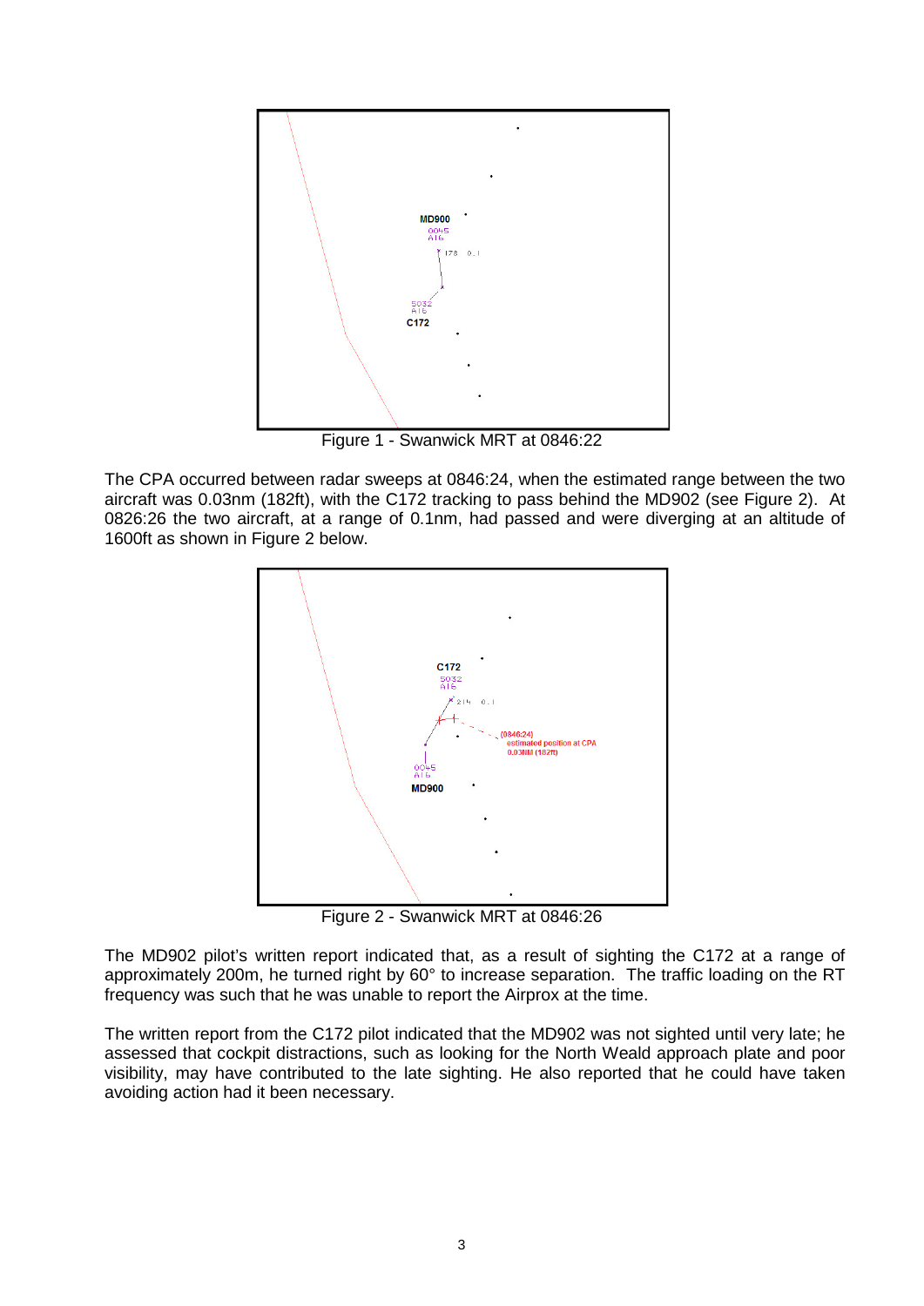Figure 1 - Swanwick MRT at 0846:22

The CPA occurred between radar sweeps at 0846:24, when the estimated range between the two aircraft was 0.03nm (182ft), with the C172 tracking to pass behind the MD902 (see Figure 2). At 0826:26 the two aircraft, at a range of 0.1nm, had passed and were diverging at an altitude of 1600ft as shown in Figure 2 below.

Figure 2 - Swanwick MRT at 0846:26

The MD902 pilot's written report indicated that, as a result of sighting the C172 at a range of approximately 200m, he turned right by 60° to increase separation. The traffic loading on the RT frequency was such that he was unable to report the Airprox at the time.

The written report from the C172 pilot indicated that the MD902 was not sighted until very late; he assessed that cockpit distractions, such as looking for the North Weald approach plate and poor visibility, may have contributed to the late sighting. He also reported that he could have taken avoiding action had it been necessary.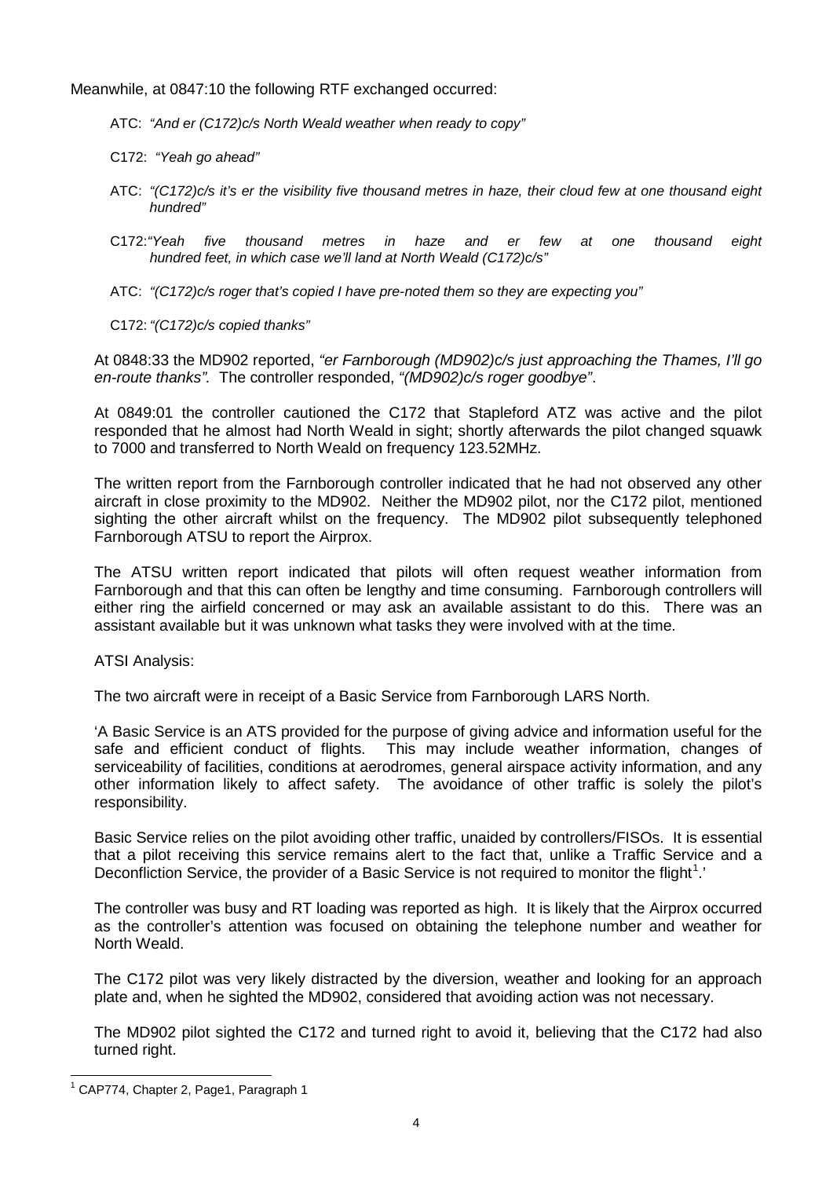Meanwhile, at 0847:10 the following RTF exchanged occurred:

ATC: *"And er (C172)c/s North Weald weather when ready to copy"*

C172: *"Yeah go ahead"*

ATC: *"(C172)c/s it's er the visibility five thousand metres in haze, their cloud few at one thousand eight hundred"*

C172: *"Yeah five thousand metres in haze and er few at one thousand eight hundred feet, in which case we'll land at North Weald (C172)c/s"*

ATC: *"(C172)c/s roger that's copied I have pre-noted them so they are expecting you"*

C172: *"(C172)c/s copied thanks"*

At 0848:33 the MD902 reported, *"er Farnborough (MD902)c/s just approaching the Thames, I'll go en-route thanks".* The controller responded, *"(MD902)c/s roger goodbye"*.

At 0849:01 the controller cautioned the C172 that Stapleford ATZ was active and the pilot responded that he almost had North Weald in sight; shortly afterwards the pilot changed squawk to 7000 and transferred to North Weald on frequency 123.52MHz.

The written report from the Farnborough controller indicated that he had not observed any other aircraft in close proximity to the MD902. Neither the MD902 pilot, nor the C172 pilot, mentioned sighting the other aircraft whilst on the frequency. The MD902 pilot subsequently telephoned Farnborough ATSU to report the Airprox.

The ATSU written report indicated that pilots will often request weather information from Farnborough and that this can often be lengthy and time consuming. Farnborough controllers will either ring the airfield concerned or may ask an available assistant to do this. There was an assistant available but it was unknown what tasks they were involved with at the time.

ATSI Analysis:

The two aircraft were in receipt of a Basic Service from Farnborough LARS North.

'A Basic Service is an ATS provided for the purpose of giving advice and information useful for the safe and efficient conduct of flights. This may include weather information, changes of serviceability of facilities, conditions at aerodromes, general airspace activity information, and any other information likely to affect safety. The avoidance of other traffic is solely the pilot's responsibility.

Basic Service relies on the pilot avoiding other traffic, unaided by controllers/FISOs. It is essential that a pilot receiving this service remains alert to the fact that, unlike a Traffic Service and a Deconfliction Service, the provider of a Basic Service is not required to monitor the flight[1].'

The controller was busy and RT loading was reported as high. It is likely that the Airprox occurred as the controller's attention was focused on obtaining the telephone number and weather for North Weald.

The C172 pilot was very likely distracted by the diversion, weather and looking for an approach plate and, when he sighted the MD902, considered that avoiding action was not necessary.

The MD902 pilot sighted the C172 and turned right to avoid it, believing that the C172 had also turned right.

[1] CAP774, Chapter 2, Page1, Paragraph 1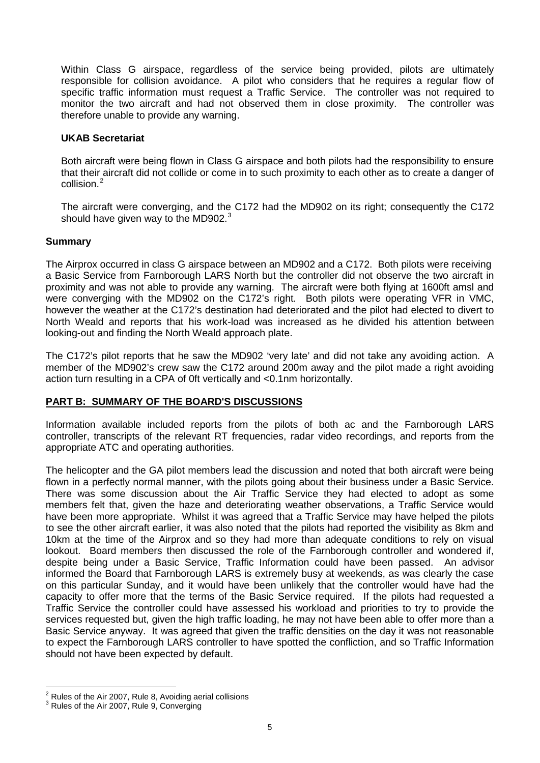Within Class G airspace, regardless of the service being provided, pilots are ultimately responsible for collision avoidance. A pilot who considers that he requires a regular flow of specific traffic information must request a Traffic Service. The controller was not required to monitor the two aircraft and had not observed them in close proximity. The controller was therefore unable to provide any warning.

**UKAB Secretariat**

Both aircraft were being flown in Class G airspace and both pilots had the responsibility to ensure that their aircraft did not collide or come in to such proximity to each other as to create a danger of collision.[2]

The aircraft were converging, and the C172 had the MD902 on its right; consequently the C172 should have given way to the MD902.[3]

**Summary**

The Airprox occurred in class G airspace between an MD902 and a C172. Both pilots were receiving a Basic Service from Farnborough LARS North but the controller did not observe the two aircraft in proximity and was not able to provide any warning. The aircraft were both flying at 1600ft amsl and were converging with the MD902 on the C172's right. Both pilots were operating VFR in VMC, however the weather at the C172's destination had deteriorated and the pilot had elected to divert to North Weald and reports that his work-load was increased as he divided his attention between looking-out and finding the North Weald approach plate.

The C172's pilot reports that he saw the MD902 'very late' and did not take any avoiding action. A member of the MD902's crew saw the C172 around 200m away and the pilot made a right avoiding action turn resulting in a CPA of 0ft vertically and <0.1nm horizontally.

## PART B: SUMMARY OF THE BOARD'S DISCUSSIONS

Information available included reports from the pilots of both ac and the Farnborough LARS controller, transcripts of the relevant RT frequencies, radar video recordings, and reports from the appropriate ATC and operating authorities.

The helicopter and the GA pilot members lead the discussion and noted that both aircraft were being flown in a perfectly normal manner, with the pilots going about their business under a Basic Service. There was some discussion about the Air Traffic Service they had elected to adopt as some members felt that, given the haze and deteriorating weather observations, a Traffic Service would have been more appropriate. Whilst it was agreed that a Traffic Service may have helped the pilots to see the other aircraft earlier, it was also noted that the pilots had reported the visibility as 8km and 10km at the time of the Airprox and so they had more than adequate conditions to rely on visual lookout. Board members then discussed the role of the Farnborough controller and wondered if, despite being under a Basic Service, Traffic Information could have been passed. An advisor informed the Board that Farnborough LARS is extremely busy at weekends, as was clearly the case on this particular Sunday, and it would have been unlikely that the controller would have had the capacity to offer more that the terms of the Basic Service required. If the pilots had requested a Traffic Service the controller could have assessed his workload and priorities to try to provide the services requested but, given the high traffic loading, he may not have been able to offer more than a Basic Service anyway. It was agreed that given the traffic densities on the day it was not reasonable to expect the Farnborough LARS controller to have spotted the confliction, and so Traffic Information should not have been expected by default.

---

[2] Rules of the Air 2007, Rule 8, Avoiding aerial collisions
[3] Rules of the Air 2007, Rule 9, Converging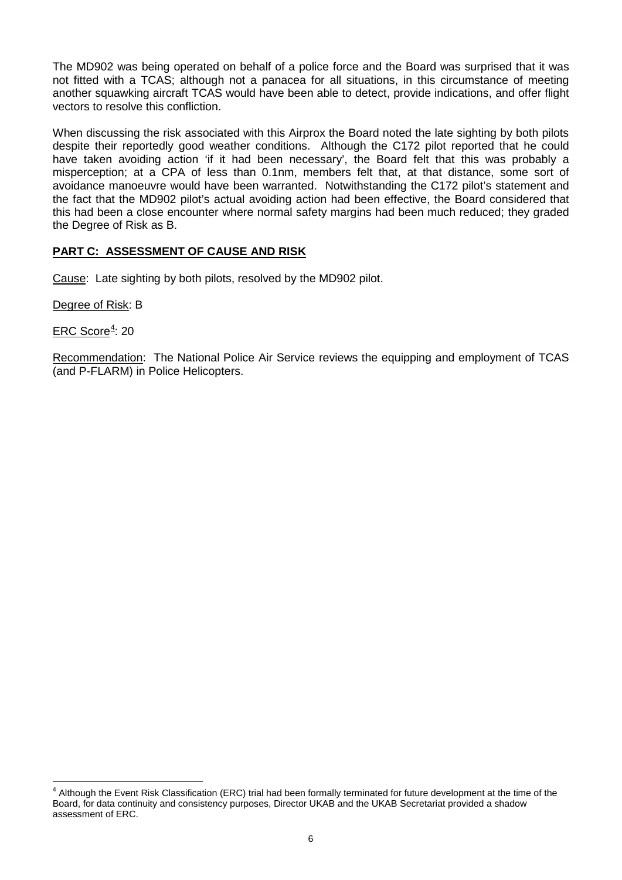The MD902 was being operated on behalf of a police force and the Board was surprised that it was not fitted with a TCAS; although not a panacea for all situations, in this circumstance of meeting another squawking aircraft TCAS would have been able to detect, provide indications, and offer flight vectors to resolve this confliction.

When discussing the risk associated with this Airprox the Board noted the late sighting by both pilots despite their reportedly good weather conditions. Although the C172 pilot reported that he could have taken avoiding action 'if it had been necessary', the Board felt that this was probably a misperception; at a CPA of less than 0.1nm, members felt that, at that distance, some sort of avoidance manoeuvre would have been warranted. Notwithstanding the C172 pilot's statement and the fact that the MD902 pilot's actual avoiding action had been effective, the Board considered that this had been a close encounter where normal safety margins had been much reduced; they graded the Degree of Risk as B.

## PART C: ASSESSMENT OF CAUSE AND RISK

Cause: Late sighting by both pilots, resolved by the MD902 pilot.

Degree of Risk: B

ERC Score[4]: 20

Recommendation: The National Police Air Service reviews the equipping and employment of TCAS (and P-FLARM) in Police Helicopters.

[4] Although the Event Risk Classification (ERC) trial had been formally terminated for future development at the time of the Board, for data continuity and consistency purposes, Director UKAB and the UKAB Secretariat provided a shadow assessment of ERC.